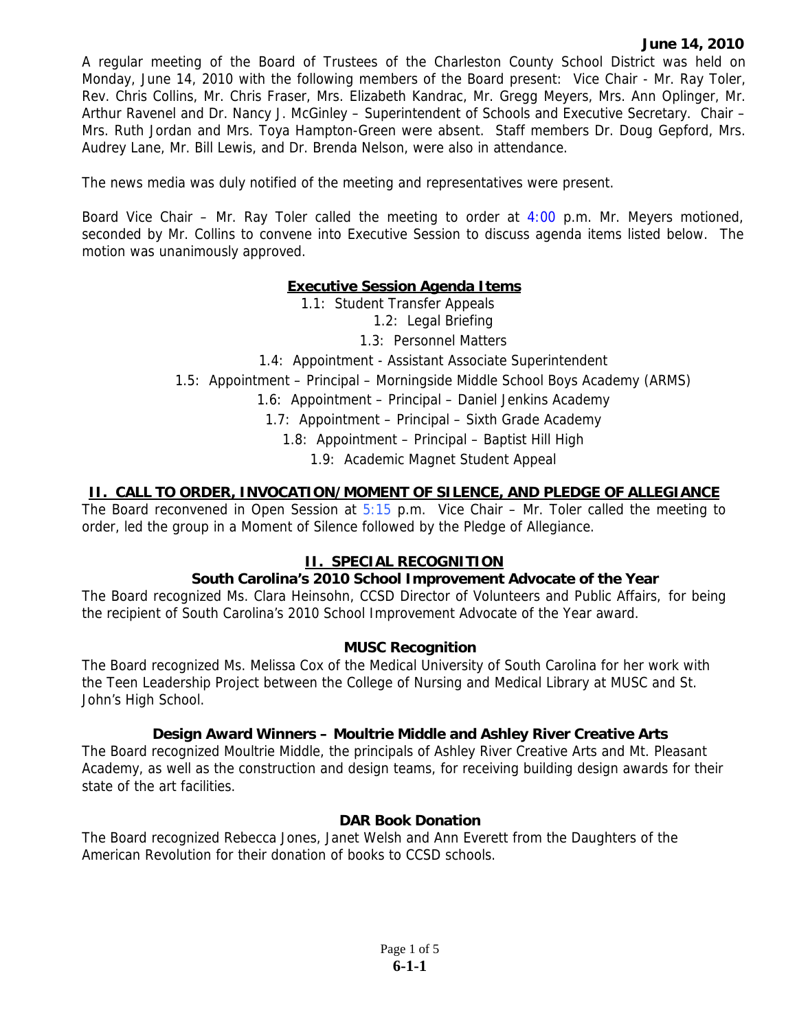**June 14, 2010**

A regular meeting of the Board of Trustees of the Charleston County School District was held on Monday, June 14, 2010 with the following members of the Board present: Vice Chair - Mr. Ray Toler, Rev. Chris Collins, Mr. Chris Fraser, Mrs. Elizabeth Kandrac, Mr. Gregg Meyers, Mrs. Ann Oplinger, Mr. Arthur Ravenel and Dr. Nancy J. McGinley – Superintendent of Schools and Executive Secretary. Chair – Mrs. Ruth Jordan and Mrs. Toya Hampton-Green were absent. Staff members Dr. Doug Gepford, Mrs. Audrey Lane, Mr. Bill Lewis, and Dr. Brenda Nelson, were also in attendance.

The news media was duly notified of the meeting and representatives were present.

Board Vice Chair – Mr. Ray Toler called the meeting to order at 4:00 p.m. Mr. Meyers motioned, seconded by Mr. Collins to convene into Executive Session to discuss agenda items listed below. The motion was unanimously approved.

## Executive Session Agenda Items

1.1: Student Transfer Appeals
1.2: Legal Briefing
1.3: Personnel Matters
1.4: Appointment - Assistant Associate Superintendent
1.5: Appointment – Principal – Morningside Middle School Boys Academy (ARMS)
1.6: Appointment – Principal – Daniel Jenkins Academy
1.7: Appointment – Principal – Sixth Grade Academy
1.8: Appointment – Principal – Baptist Hill High
1.9: Academic Magnet Student Appeal

## II. CALL TO ORDER, INVOCATION/MOMENT OF SILENCE, AND PLEDGE OF ALLEGIANCE

The Board reconvened in Open Session at 5:15 p.m. Vice Chair – Mr. Toler called the meeting to order, led the group in a Moment of Silence followed by the Pledge of Allegiance.

## II. SPECIAL RECOGNITION

### South Carolina's 2010 School Improvement Advocate of the Year

The Board recognized Ms. Clara Heinsohn, CCSD Director of Volunteers and Public Affairs, for being the recipient of South Carolina's 2010 School Improvement Advocate of the Year award.

### MUSC Recognition

The Board recognized Ms. Melissa Cox of the Medical University of South Carolina for her work with the Teen Leadership Project between the College of Nursing and Medical Library at MUSC and St. John's High School.

### Design Award Winners – Moultrie Middle and Ashley River Creative Arts

The Board recognized Moultrie Middle, the principals of Ashley River Creative Arts and Mt. Pleasant Academy, as well as the construction and design teams, for receiving building design awards for their state of the art facilities.

### DAR Book Donation

The Board recognized Rebecca Jones, Janet Welsh and Ann Everett from the Daughters of the American Revolution for their donation of books to CCSD schools.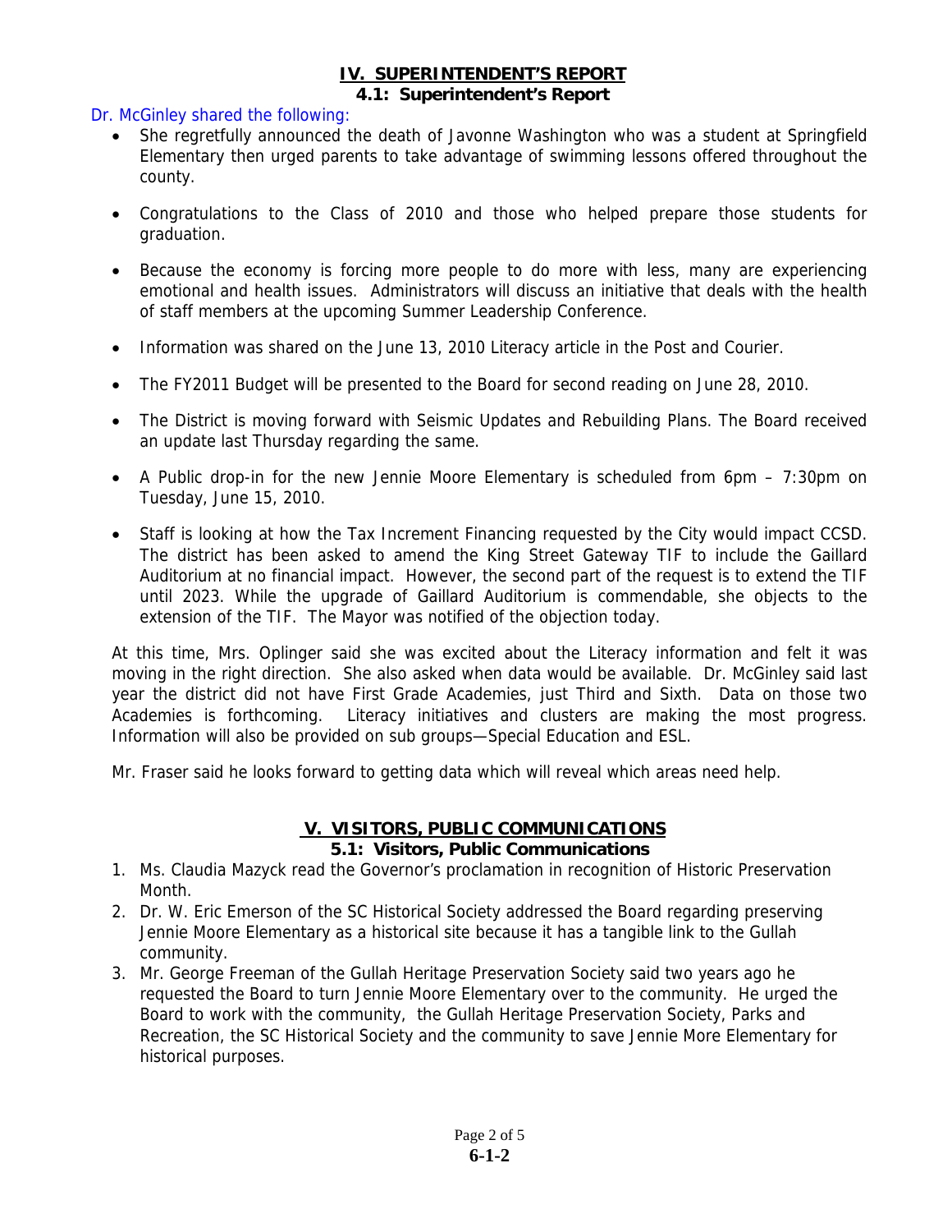## IV. SUPERINTENDENT'S REPORT

### 4.1: Superintendent's Report

Dr. McGinley shared the following:

- She regretfully announced the death of Javonne Washington who was a student at Springfield Elementary then urged parents to take advantage of swimming lessons offered throughout the county.
- Congratulations to the Class of 2010 and those who helped prepare those students for graduation.
- Because the economy is forcing more people to do more with less, many are experiencing emotional and health issues. Administrators will discuss an initiative that deals with the health of staff members at the upcoming Summer Leadership Conference.
- Information was shared on the June 13, 2010 Literacy article in the Post and Courier.
- The FY2011 Budget will be presented to the Board for second reading on June 28, 2010.
- The District is moving forward with Seismic Updates and Rebuilding Plans. The Board received an update last Thursday regarding the same.
- A Public drop-in for the new Jennie Moore Elementary is scheduled from 6pm – 7:30pm on Tuesday, June 15, 2010.
- Staff is looking at how the Tax Increment Financing requested by the City would impact CCSD. The district has been asked to amend the King Street Gateway TIF to include the Gaillard Auditorium at no financial impact. However, the second part of the request is to extend the TIF until 2023. While the upgrade of Gaillard Auditorium is commendable, she objects to the extension of the TIF. The Mayor was notified of the objection today.

At this time, Mrs. Oplinger said she was excited about the Literacy information and felt it was moving in the right direction. She also asked when data would be available. Dr. McGinley said last year the district did not have First Grade Academies, just Third and Sixth. Data on those two Academies is forthcoming. Literacy initiatives and clusters are making the most progress. Information will also be provided on sub groups—Special Education and ESL.

Mr. Fraser said he looks forward to getting data which will reveal which areas need help.

## V. VISITORS, PUBLIC COMMUNICATIONS

### 5.1: Visitors, Public Communications

1. Ms. Claudia Mazyck read the Governor's proclamation in recognition of Historic Preservation Month.
2. Dr. W. Eric Emerson of the SC Historical Society addressed the Board regarding preserving Jennie Moore Elementary as a historical site because it has a tangible link to the Gullah community.
3. Mr. George Freeman of the Gullah Heritage Preservation Society said two years ago he requested the Board to turn Jennie Moore Elementary over to the community. He urged the Board to work with the community, the Gullah Heritage Preservation Society, Parks and Recreation, the SC Historical Society and the community to save Jennie More Elementary for historical purposes.

**6-1-2**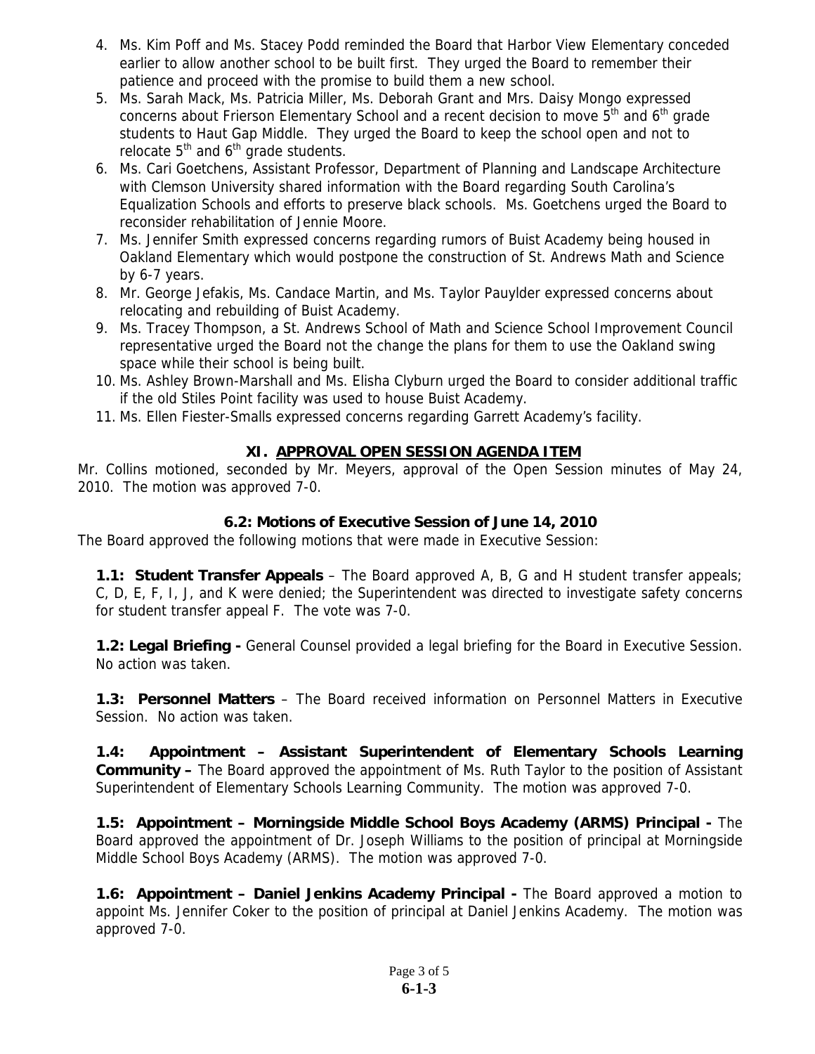4. Ms. Kim Poff and Ms. Stacey Podd reminded the Board that Harbor View Elementary conceded earlier to allow another school to be built first. They urged the Board to remember their patience and proceed with the promise to build them a new school.
5. Ms. Sarah Mack, Ms. Patricia Miller, Ms. Deborah Grant and Mrs. Daisy Mongo expressed concerns about Frierson Elementary School and a recent decision to move 5th and 6th grade students to Haut Gap Middle. They urged the Board to keep the school open and not to relocate 5th and 6th grade students.
6. Ms. Cari Goetchens, Assistant Professor, Department of Planning and Landscape Architecture with Clemson University shared information with the Board regarding South Carolina's Equalization Schools and efforts to preserve black schools. Ms. Goetchens urged the Board to reconsider rehabilitation of Jennie Moore.
7. Ms. Jennifer Smith expressed concerns regarding rumors of Buist Academy being housed in Oakland Elementary which would postpone the construction of St. Andrews Math and Science by 6-7 years.
8. Mr. George Jefakis, Ms. Candace Martin, and Ms. Taylor Pauylder expressed concerns about relocating and rebuilding of Buist Academy.
9. Ms. Tracey Thompson, a St. Andrews School of Math and Science School Improvement Council representative urged the Board not the change the plans for them to use the Oakland swing space while their school is being built.
10. Ms. Ashley Brown-Marshall and Ms. Elisha Clyburn urged the Board to consider additional traffic if the old Stiles Point facility was used to house Buist Academy.
11. Ms. Ellen Fiester-Smalls expressed concerns regarding Garrett Academy's facility.

## XI. APPROVAL OPEN SESSION AGENDA ITEM

Mr. Collins motioned, seconded by Mr. Meyers, approval of the Open Session minutes of May 24, 2010. The motion was approved 7-0.

### 6.2: Motions of Executive Session of June 14, 2010

The Board approved the following motions that were made in Executive Session:

**1.1: Student Transfer Appeals** – The Board approved A, B, G and H student transfer appeals; C, D, E, F, I, J, and K were denied; the Superintendent was directed to investigate safety concerns for student transfer appeal F. The vote was 7-0.

**1.2: Legal Briefing -** General Counsel provided a legal briefing for the Board in Executive Session. No action was taken.

**1.3: Personnel Matters** – The Board received information on Personnel Matters in Executive Session. No action was taken.

**1.4: Appointment – Assistant Superintendent of Elementary Schools Learning Community –** The Board approved the appointment of Ms. Ruth Taylor to the position of Assistant Superintendent of Elementary Schools Learning Community. The motion was approved 7-0.

**1.5: Appointment – Morningside Middle School Boys Academy (ARMS) Principal -** The Board approved the appointment of Dr. Joseph Williams to the position of principal at Morningside Middle School Boys Academy (ARMS). The motion was approved 7-0.

**1.6: Appointment – Daniel Jenkins Academy Principal -** The Board approved a motion to appoint Ms. Jennifer Coker to the position of principal at Daniel Jenkins Academy. The motion was approved 7-0.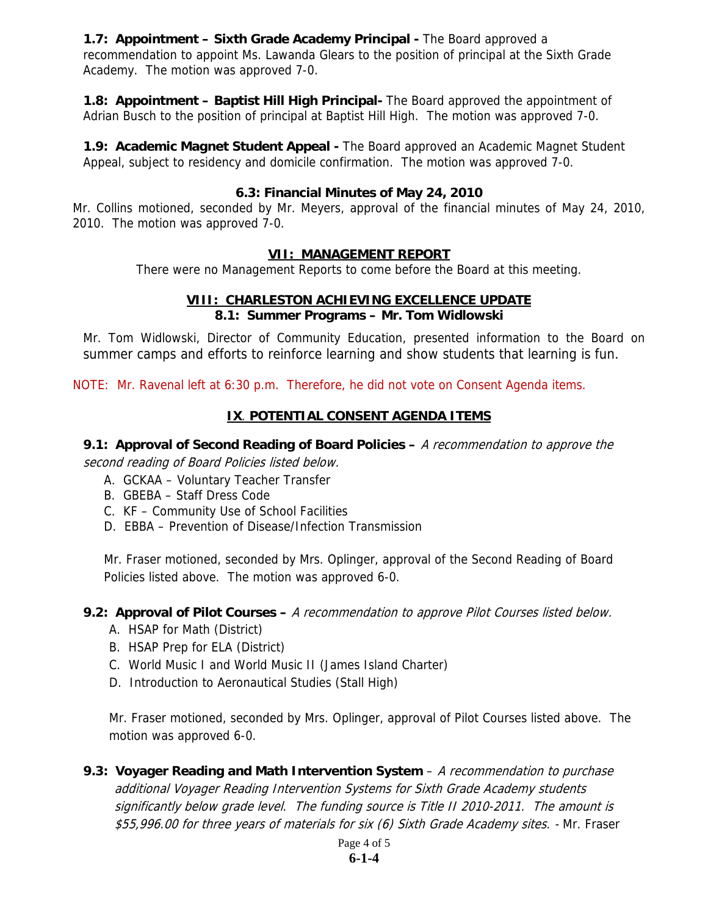**1.7: Appointment – Sixth Grade Academy Principal -** The Board approved a recommendation to appoint Ms. Lawanda Glears to the position of principal at the Sixth Grade Academy. The motion was approved 7-0.

**1.8: Appointment – Baptist Hill High Principal-** The Board approved the appointment of Adrian Busch to the position of principal at Baptist Hill High. The motion was approved 7-0.

**1.9: Academic Magnet Student Appeal -** The Board approved an Academic Magnet Student Appeal, subject to residency and domicile confirmation. The motion was approved 7-0.

### 6.3: Financial Minutes of May 24, 2010

Mr. Collins motioned, seconded by Mr. Meyers, approval of the financial minutes of May 24, 2010, 2010. The motion was approved 7-0.

## VII: MANAGEMENT REPORT

There were no Management Reports to come before the Board at this meeting.

## VIII: CHARLESTON ACHIEVING EXCELLENCE UPDATE

### 8.1: Summer Programs – Mr. Tom Widlowski

Mr. Tom Widlowski, Director of Community Education, presented information to the Board on summer camps and efforts to reinforce learning and show students that learning is fun.

NOTE: Mr. Ravenal left at 6:30 p.m. Therefore, he did not vote on Consent Agenda items.

## IX. POTENTIAL CONSENT AGENDA ITEMS

**9.1: Approval of Second Reading of Board Policies –** *A recommendation to approve the second reading of Board Policies listed below.*

A. GCKAA – Voluntary Teacher Transfer
B. GBEBA – Staff Dress Code
C. KF – Community Use of School Facilities
D. EBBA – Prevention of Disease/Infection Transmission

Mr. Fraser motioned, seconded by Mrs. Oplinger, approval of the Second Reading of Board Policies listed above. The motion was approved 6-0.

**9.2: Approval of Pilot Courses –** *A recommendation to approve Pilot Courses listed below.*

A. HSAP for Math (District)
B. HSAP Prep for ELA (District)
C. World Music I and World Music II (James Island Charter)
D. Introduction to Aeronautical Studies (Stall High)

Mr. Fraser motioned, seconded by Mrs. Oplinger, approval of Pilot Courses listed above. The motion was approved 6-0.

**9.3: Voyager Reading and Math Intervention System** – *A recommendation to purchase additional Voyager Reading Intervention Systems for Sixth Grade Academy students significantly below grade level. The funding source is Title II 2010-2011. The amount is $55,996.00 for three years of materials for six (6) Sixth Grade Academy sites.* - Mr. Fraser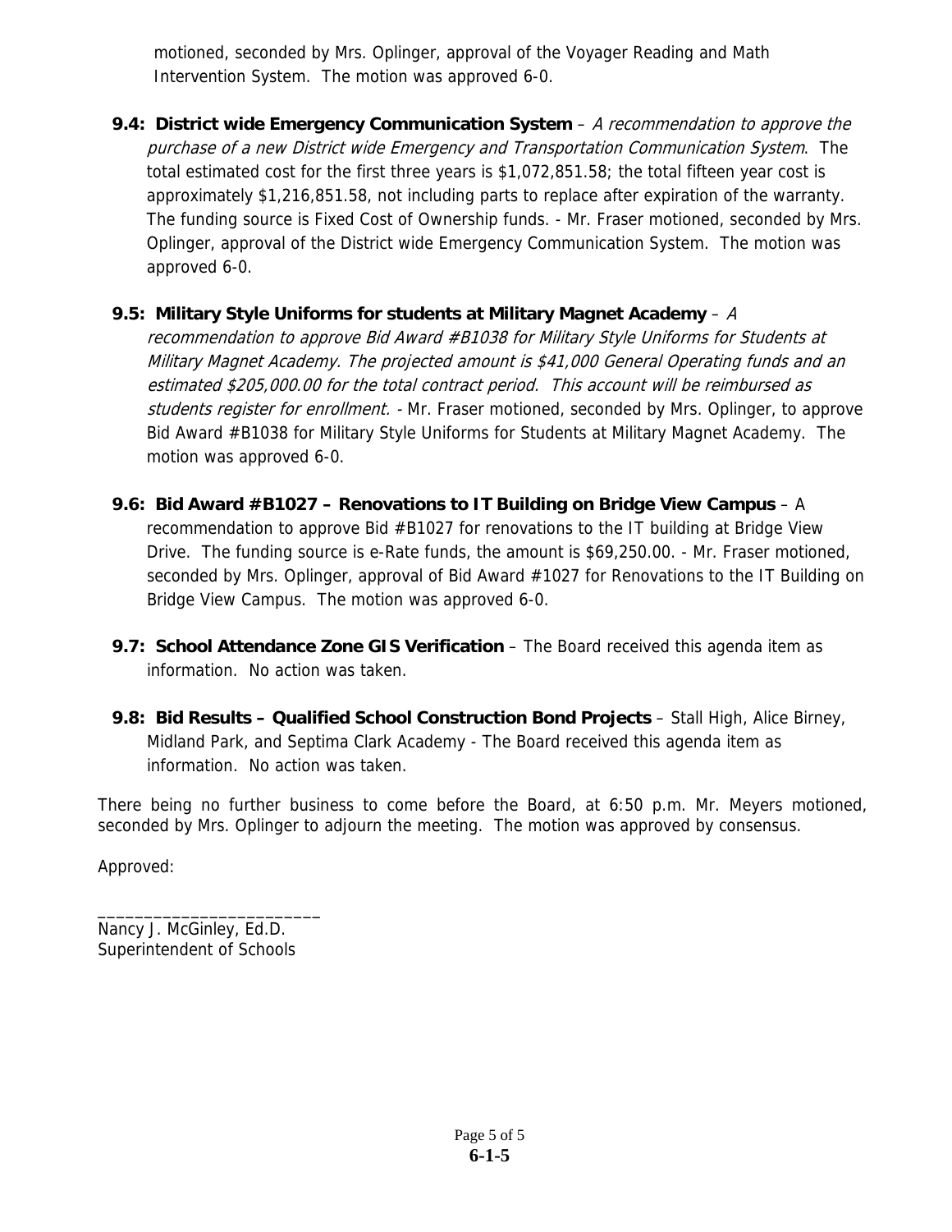motioned, seconded by Mrs. Oplinger, approval of the Voyager Reading and Math Intervention System. The motion was approved 6-0.

**9.4: District wide Emergency Communication System** – *A recommendation to approve the purchase of a new District wide Emergency and Transportation Communication System*. The total estimated cost for the first three years is $1,072,851.58; the total fifteen year cost is approximately $1,216,851.58, not including parts to replace after expiration of the warranty. The funding source is Fixed Cost of Ownership funds. - Mr. Fraser motioned, seconded by Mrs. Oplinger, approval of the District wide Emergency Communication System. The motion was approved 6-0.

**9.5: Military Style Uniforms for students at Military Magnet Academy** – *A recommendation to approve Bid Award #B1038 for Military Style Uniforms for Students at Military Magnet Academy. The projected amount is $41,000 General Operating funds and an estimated $205,000.00 for the total contract period. This account will be reimbursed as students register for enrollment.* - Mr. Fraser motioned, seconded by Mrs. Oplinger, to approve Bid Award #B1038 for Military Style Uniforms for Students at Military Magnet Academy. The motion was approved 6-0.

**9.6: Bid Award #B1027 – Renovations to IT Building on Bridge View Campus** – A recommendation to approve Bid #B1027 for renovations to the IT building at Bridge View Drive. The funding source is e-Rate funds, the amount is $69,250.00. - Mr. Fraser motioned, seconded by Mrs. Oplinger, approval of Bid Award #1027 for Renovations to the IT Building on Bridge View Campus. The motion was approved 6-0.

**9.7: School Attendance Zone GIS Verification** – The Board received this agenda item as information. No action was taken.

**9.8: Bid Results – Qualified School Construction Bond Projects** – Stall High, Alice Birney, Midland Park, and Septima Clark Academy - The Board received this agenda item as information. No action was taken.

There being no further business to come before the Board, at 6:50 p.m. Mr. Meyers motioned, seconded by Mrs. Oplinger to adjourn the meeting. The motion was approved by consensus.

Approved:

________________________
Nancy J. McGinley, Ed.D.
Superintendent of Schools

**6-1-5**